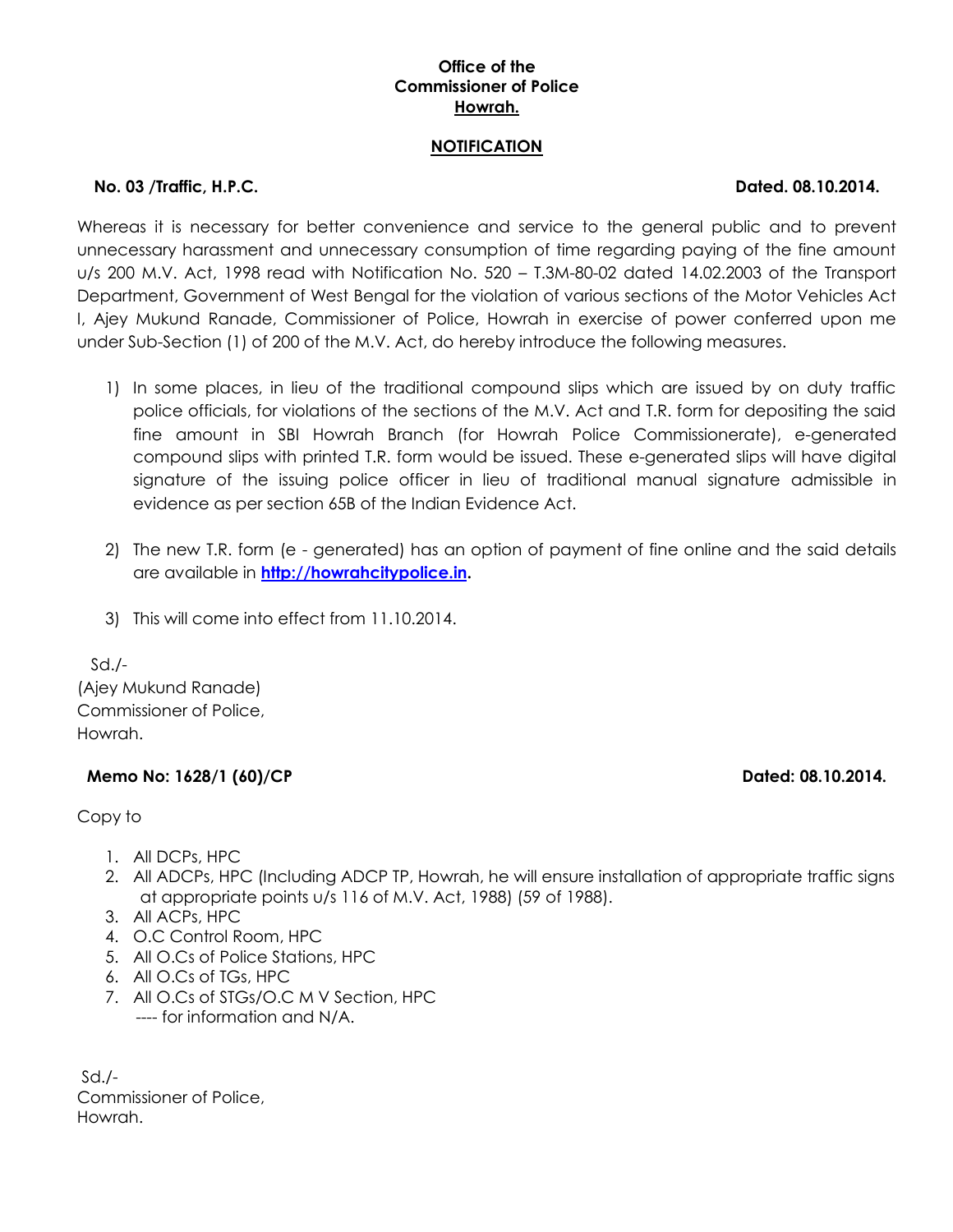**Office of the**
**Commissioner of Police**
**Howrah.**

**NOTIFICATION**

**No. 03 /Traffic, H.P.C.** **Dated. 08.10.2014.**

Whereas it is necessary for better convenience and service to the general public and to prevent unnecessary harassment and unnecessary consumption of time regarding paying of the fine amount u/s 200 M.V. Act, 1998 read with Notification No. 520 – T.3M-80-02 dated 14.02.2003 of the Transport Department, Government of West Bengal for the violation of various sections of the Motor Vehicles Act I, Ajey Mukund Ranade, Commissioner of Police, Howrah in exercise of power conferred upon me under Sub-Section (1) of 200 of the M.V. Act, do hereby introduce the following measures.

1) In some places, in lieu of the traditional compound slips which are issued by on duty traffic police officials, for violations of the sections of the M.V. Act and T.R. form for depositing the said fine amount in SBI Howrah Branch (for Howrah Police Commissionerate), e-generated compound slips with printed T.R. form would be issued. These e-generated slips will have digital signature of the issuing police officer in lieu of traditional manual signature admissible in evidence as per section 65B of the Indian Evidence Act.

2) The new T.R. form (e - generated) has an option of payment of fine online and the said details are available in **http://howrahcitypolice.in**.

3) This will come into effect from 11.10.2014.

Sd./-
(Ajey Mukund Ranade)
Commissioner of Police,
Howrah.

**Memo No: 1628/1 (60)/CP** **Dated: 08.10.2014.**

Copy to

1. All DCPs, HPC
2. All ADCPs, HPC (Including ADCP TP, Howrah, he will ensure installation of appropriate traffic signs at appropriate points u/s 116 of M.V. Act, 1988) (59 of 1988).
3. All ACPs, HPC
4. O.C Control Room, HPC
5. All O.Cs of Police Stations, HPC
6. All O.Cs of TGs, HPC
7. All O.Cs of STGs/O.C M V Section, HPC
   ---- for information and N/A.

Sd./-
Commissioner of Police,
Howrah.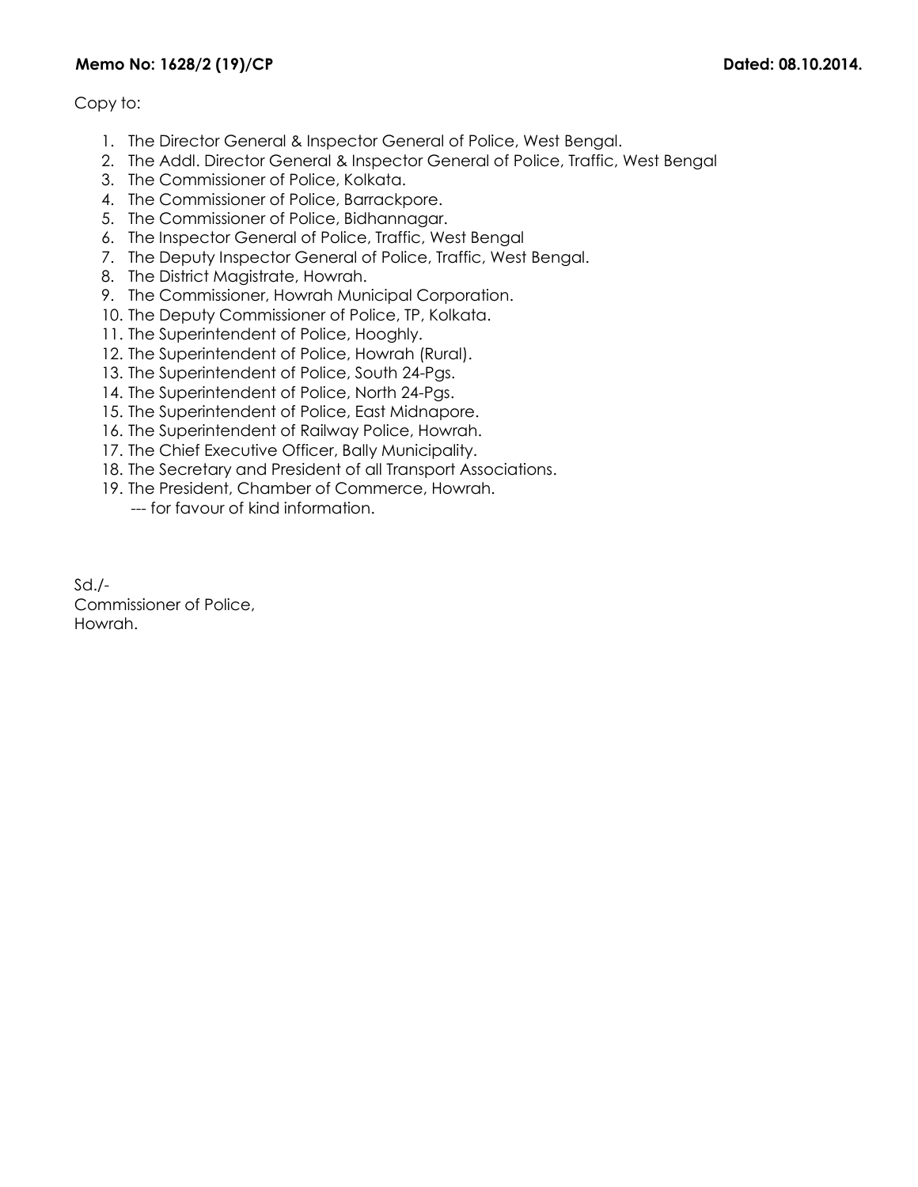**Memo No: 1628/2 (19)/CP** **Dated: 08.10.2014.**

Copy to:

1. The Director General & Inspector General of Police, West Bengal.
2. The Addl. Director General & Inspector General of Police, Traffic, West Bengal
3. The Commissioner of Police, Kolkata.
4. The Commissioner of Police, Barrackpore.
5. The Commissioner of Police, Bidhannagar.
6. The Inspector General of Police, Traffic, West Bengal
7. The Deputy Inspector General of Police, Traffic, West Bengal.
8. The District Magistrate, Howrah.
9. The Commissioner, Howrah Municipal Corporation.
10. The Deputy Commissioner of Police, TP, Kolkata.
11. The Superintendent of Police, Hooghly.
12. The Superintendent of Police, Howrah (Rural).
13. The Superintendent of Police, South 24-Pgs.
14. The Superintendent of Police, North 24-Pgs.
15. The Superintendent of Police, East Midnapore.
16. The Superintendent of Railway Police, Howrah.
17. The Chief Executive Officer, Bally Municipality.
18. The Secretary and President of all Transport Associations.
19. The President, Chamber of Commerce, Howrah.

--- for favour of kind information.

Sd./-
Commissioner of Police,
Howrah.